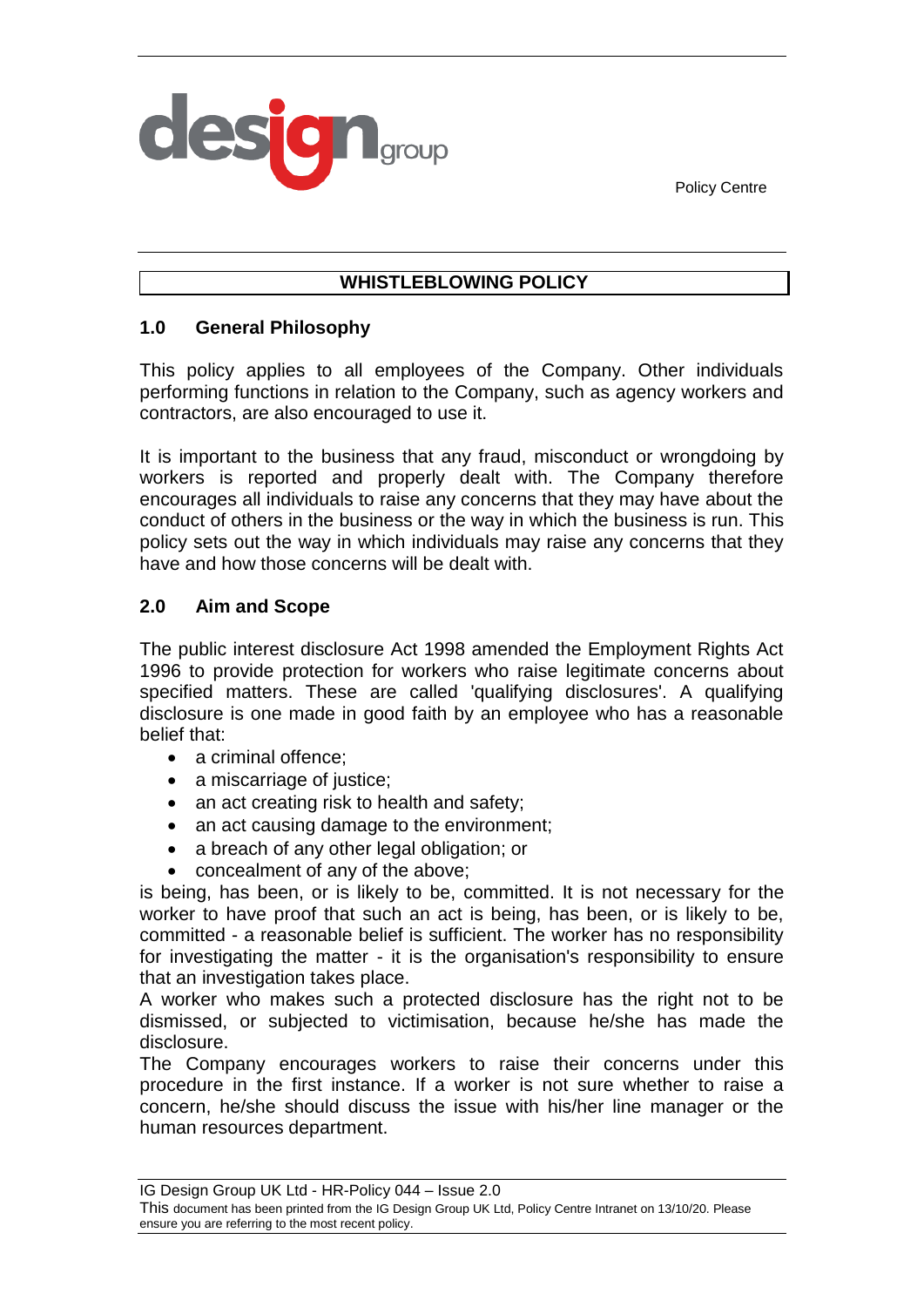Policy Centre

# WHISTLEBLOWING POLICY

## 1.0 General Philosophy

This policy applies to all employees of the Company. Other individuals performing functions in relation to the Company, such as agency workers and contractors, are also encouraged to use it.

It is important to the business that any fraud, misconduct or wrongdoing by workers is reported and properly dealt with. The Company therefore encourages all individuals to raise any concerns that they may have about the conduct of others in the business or the way in which the business is run. This policy sets out the way in which individuals may raise any concerns that they have and how those concerns will be dealt with.

## 2.0 Aim and Scope

The public interest disclosure Act 1998 amended the Employment Rights Act 1996 to provide protection for workers who raise legitimate concerns about specified matters. These are called 'qualifying disclosures'. A qualifying disclosure is one made in good faith by an employee who has a reasonable belief that:

- a criminal offence;
- a miscarriage of justice;
- an act creating risk to health and safety;
- an act causing damage to the environment;
- a breach of any other legal obligation; or
- concealment of any of the above;

is being, has been, or is likely to be, committed. It is not necessary for the worker to have proof that such an act is being, has been, or is likely to be, committed - a reasonable belief is sufficient. The worker has no responsibility for investigating the matter - it is the organisation's responsibility to ensure that an investigation takes place.

A worker who makes such a protected disclosure has the right not to be dismissed, or subjected to victimisation, because he/she has made the disclosure.

The Company encourages workers to raise their concerns under this procedure in the first instance. If a worker is not sure whether to raise a concern, he/she should discuss the issue with his/her line manager or the human resources department.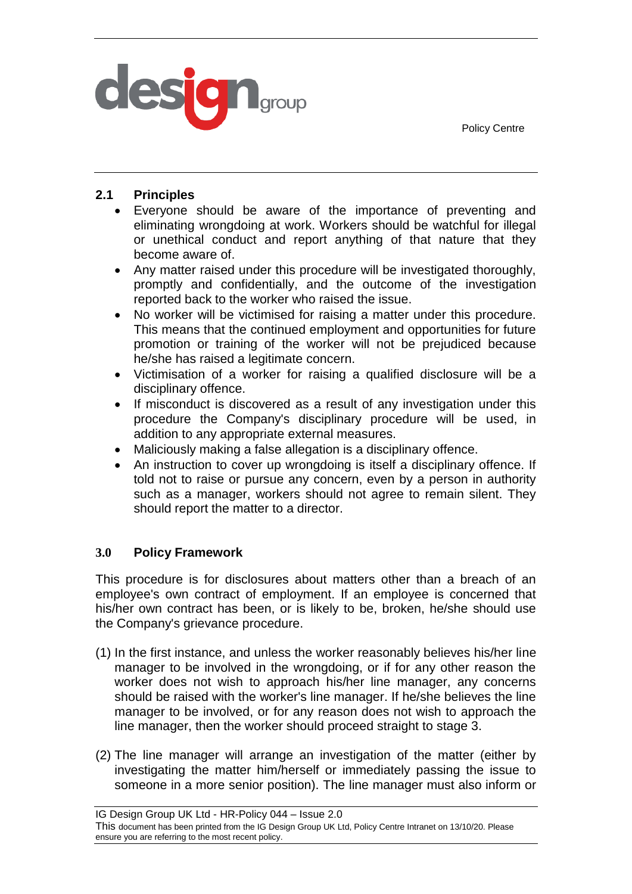## 2.1 Principles

- Everyone should be aware of the importance of preventing and eliminating wrongdoing at work. Workers should be watchful for illegal or unethical conduct and report anything of that nature that they become aware of.
- Any matter raised under this procedure will be investigated thoroughly, promptly and confidentially, and the outcome of the investigation reported back to the worker who raised the issue.
- No worker will be victimised for raising a matter under this procedure. This means that the continued employment and opportunities for future promotion or training of the worker will not be prejudiced because he/she has raised a legitimate concern.
- Victimisation of a worker for raising a qualified disclosure will be a disciplinary offence.
- If misconduct is discovered as a result of any investigation under this procedure the Company's disciplinary procedure will be used, in addition to any appropriate external measures.
- Maliciously making a false allegation is a disciplinary offence.
- An instruction to cover up wrongdoing is itself a disciplinary offence. If told not to raise or pursue any concern, even by a person in authority such as a manager, workers should not agree to remain silent. They should report the matter to a director.

## 3.0 Policy Framework

This procedure is for disclosures about matters other than a breach of an employee's own contract of employment. If an employee is concerned that his/her own contract has been, or is likely to be, broken, he/she should use the Company's grievance procedure.

(1) In the first instance, and unless the worker reasonably believes his/her line manager to be involved in the wrongdoing, or if for any other reason the worker does not wish to approach his/her line manager, any concerns should be raised with the worker's line manager. If he/she believes the line manager to be involved, or for any reason does not wish to approach the line manager, then the worker should proceed straight to stage 3.

(2) The line manager will arrange an investigation of the matter (either by investigating the matter him/herself or immediately passing the issue to someone in a more senior position). The line manager must also inform or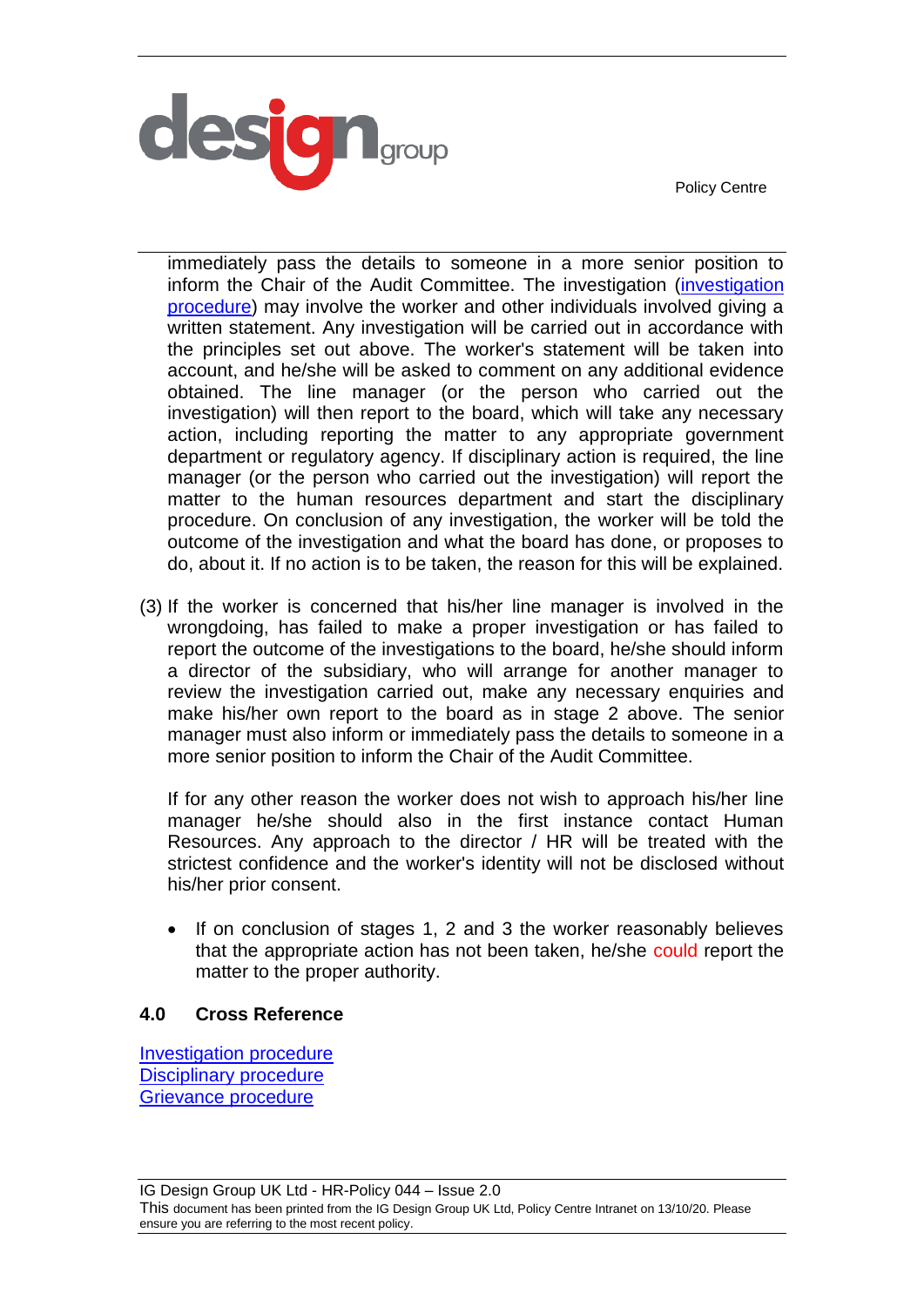immediately pass the details to someone in a more senior position to inform the Chair of the Audit Committee. The investigation (investigation procedure) may involve the worker and other individuals involved giving a written statement. Any investigation will be carried out in accordance with the principles set out above. The worker's statement will be taken into account, and he/she will be asked to comment on any additional evidence obtained. The line manager (or the person who carried out the investigation) will then report to the board, which will take any necessary action, including reporting the matter to any appropriate government department or regulatory agency. If disciplinary action is required, the line manager (or the person who carried out the investigation) will report the matter to the human resources department and start the disciplinary procedure. On conclusion of any investigation, the worker will be told the outcome of the investigation and what the board has done, or proposes to do, about it. If no action is to be taken, the reason for this will be explained.

(3) If the worker is concerned that his/her line manager is involved in the wrongdoing, has failed to make a proper investigation or has failed to report the outcome of the investigations to the board, he/she should inform a director of the subsidiary, who will arrange for another manager to review the investigation carried out, make any necessary enquiries and make his/her own report to the board as in stage 2 above. The senior manager must also inform or immediately pass the details to someone in a more senior position to inform the Chair of the Audit Committee.

If for any other reason the worker does not wish to approach his/her line manager he/she should also in the first instance contact Human Resources. Any approach to the director / HR will be treated with the strictest confidence and the worker's identity will not be disclosed without his/her prior consent.

- If on conclusion of stages 1, 2 and 3 the worker reasonably believes that the appropriate action has not been taken, he/she could report the matter to the proper authority.

## 4.0 Cross Reference

Investigation procedure
Disciplinary procedure
Grievance procedure